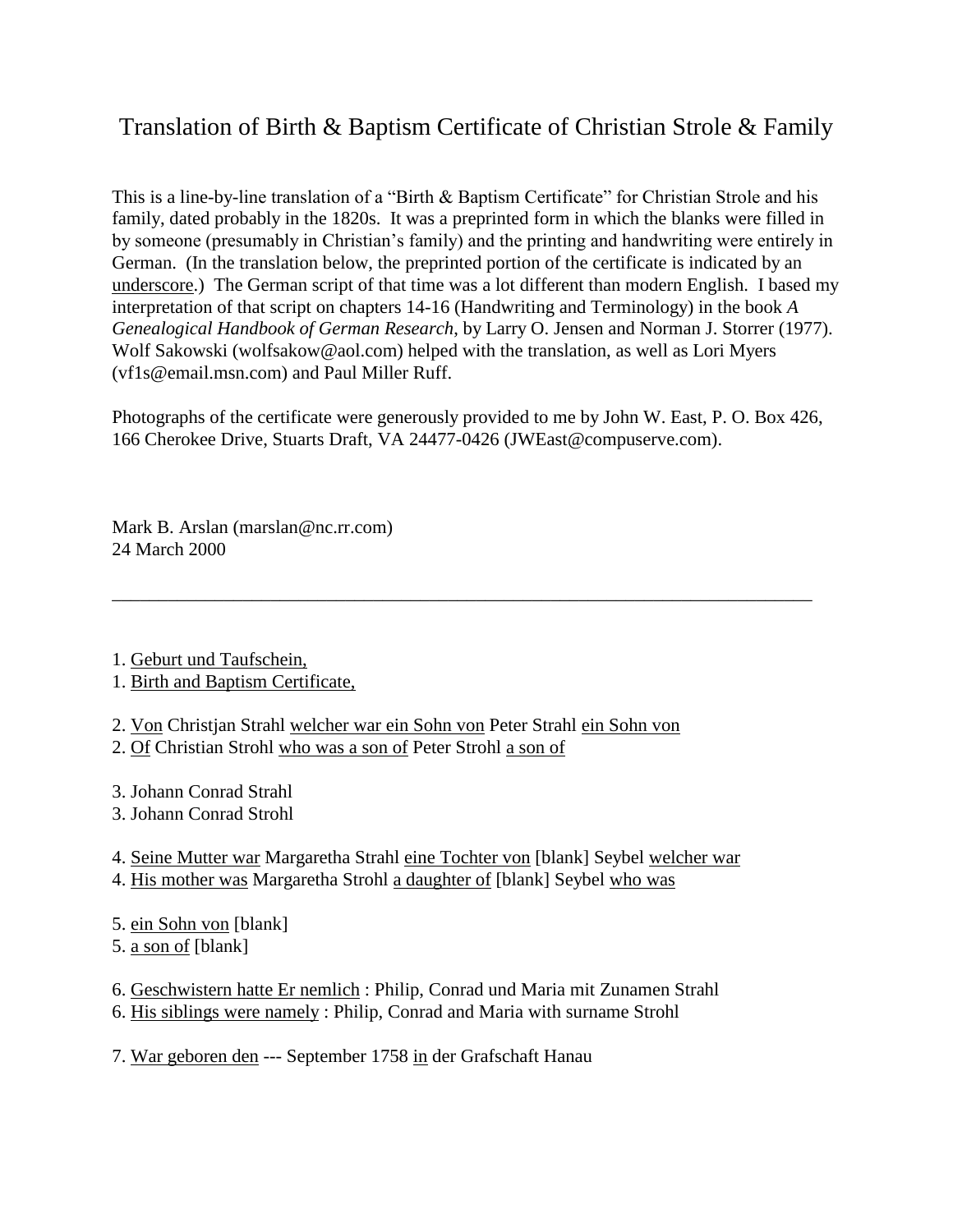# Translation of Birth & Baptism Certificate of Christian Strole & Family

This is a line-by-line translation of a "Birth & Baptism Certificate" for Christian Strole and his family, dated probably in the 1820s. It was a preprinted form in which the blanks were filled in by someone (presumably in Christian's family) and the printing and handwriting were entirely in German. (In the translation below, the preprinted portion of the certificate is indicated by an <u>underscore</u>.) The German script of that time was a lot different than modern English. I based my interpretation of that script on chapters 14-16 (Handwriting and Terminology) in the book *A Genealogical Handbook of German Research*, by Larry O. Jensen and Norman J. Storrer (1977). Wolf Sakowski (wolfsakow@aol.com) helped with the translation, as well as Lori Myers (vf1s@email.msn.com) and Paul Miller Ruff.

Photographs of the certificate were generously provided to me by John W. East, P. O. Box 426, 166 Cherokee Drive, Stuarts Draft, VA 24477-0426 (JWEast@compuserve.com).

Mark B. Arslan (marslan@nc.rr.com)
24 March 2000

---

1. <u>Geburt und Taufschein,</u>
1. <u>Birth and Baptism Certificate,</u>

2. <u>Von</u> Christjan Strahl <u>welcher war ein Sohn von</u> Peter Strahl <u>ein Sohn von</u>
2. <u>Of</u> Christian Strohl <u>who was a son of</u> Peter Strohl <u>a son of</u>

3. Johann Conrad Strahl
3. Johann Conrad Strohl

4. <u>Seine Mutter war</u> Margaretha Strahl <u>eine Tochter von</u> [blank] Seybel <u>welcher war</u>
4. <u>His mother was</u> Margaretha Strohl <u>a daughter of</u> [blank] Seybel <u>who was</u>

5. <u>ein Sohn von</u> [blank]
5. <u>a son of</u> [blank]

6. <u>Geschwistern hatte Er nemlich</u> : Philip, Conrad und Maria mit Zunamen Strahl
6. <u>His siblings were namely</u> : Philip, Conrad and Maria with surname Strohl

7. <u>War geboren den</u> --- September 1758 <u>in</u> der Grafschaft Hanau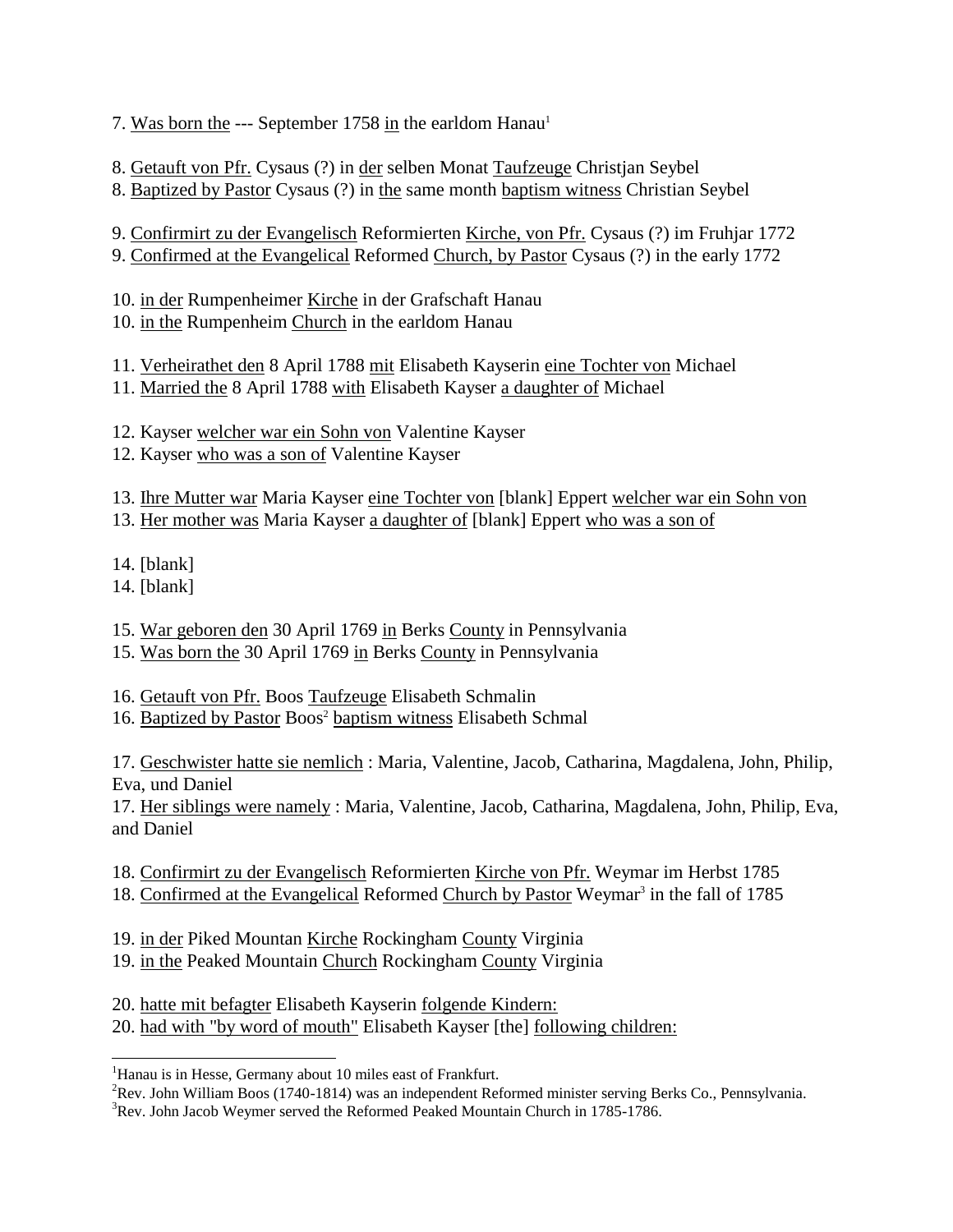7. <u>Was born the</u> --- September 1758 <u>in</u> the earldom Hanau[1]

8. <u>Getauft von Pfr.</u> Cysaus (?) in <u>der</u> selben Monat <u>Taufzeuge</u> Christjan Seybel
8. <u>Baptized by Pastor</u> Cysaus (?) in <u>the</u> same month <u>baptism witness</u> Christian Seybel

9. <u>Confirmirt zu der Evangelisch</u> Reformierten <u>Kirche, von Pfr.</u> Cysaus (?) im Fruhjar 1772
9. <u>Confirmed at the Evangelical</u> Reformed <u>Church, by Pastor</u> Cysaus (?) in the early 1772

10. <u>in der</u> Rumpenheimer <u>Kirche</u> in der Grafschaft Hanau
10. <u>in the</u> Rumpenheim <u>Church</u> in the earldom Hanau

11. <u>Verheirathet den</u> 8 April 1788 <u>mit</u> Elisabeth Kayserin <u>eine Tochter von</u> Michael
11. <u>Married the</u> 8 April 1788 <u>with</u> Elisabeth Kayser <u>a daughter of</u> Michael

12. Kayser <u>welcher war ein Sohn von</u> Valentine Kayser
12. Kayser <u>who was a son of</u> Valentine Kayser

13. <u>Ihre Mutter war</u> Maria Kayser <u>eine Tochter von</u> [blank] Eppert <u>welcher war ein Sohn von</u>
13. <u>Her mother was</u> Maria Kayser <u>a daughter of</u> [blank] Eppert <u>who was a son of</u>

14. [blank]
14. [blank]

15. <u>War geboren den</u> 30 April 1769 <u>in</u> Berks <u>County</u> in Pennsylvania
15. <u>Was born the</u> 30 April 1769 <u>in</u> Berks <u>County</u> in Pennsylvania

16. <u>Getauft von Pfr.</u> Boos <u>Taufzeuge</u> Elisabeth Schmalin
16. <u>Baptized by Pastor</u> Boos[2] <u>baptism witness</u> Elisabeth Schmal

17. <u>Geschwister hatte sie nemlich</u> : Maria, Valentine, Jacob, Catharina, Magdalena, John, Philip, Eva, und Daniel
17. <u>Her siblings were namely</u> : Maria, Valentine, Jacob, Catharina, Magdalena, John, Philip, Eva, and Daniel

18. <u>Confirmirt zu der Evangelisch</u> Reformierten <u>Kirche von Pfr.</u> Weymar im Herbst 1785
18. <u>Confirmed at the Evangelical</u> Reformed <u>Church by Pastor</u> Weymar[3] in the fall of 1785

19. <u>in der</u> Piked Mountan <u>Kirche</u> Rockingham <u>County</u> Virginia
19. <u>in the</u> Peaked Mountain <u>Church</u> Rockingham <u>County</u> Virginia

20. <u>hatte mit befagter</u> Elisabeth Kayserin <u>folgende Kindern:</u>
20. <u>had with "by word of mouth"</u> Elisabeth Kayser [the] <u>following children:</u>

---

[1]Hanau is in Hesse, Germany about 10 miles east of Frankfurt.
[2]Rev. John William Boos (1740-1814) was an independent Reformed minister serving Berks Co., Pennsylvania.
[3]Rev. John Jacob Weymer served the Reformed Peaked Mountain Church in 1785-1786.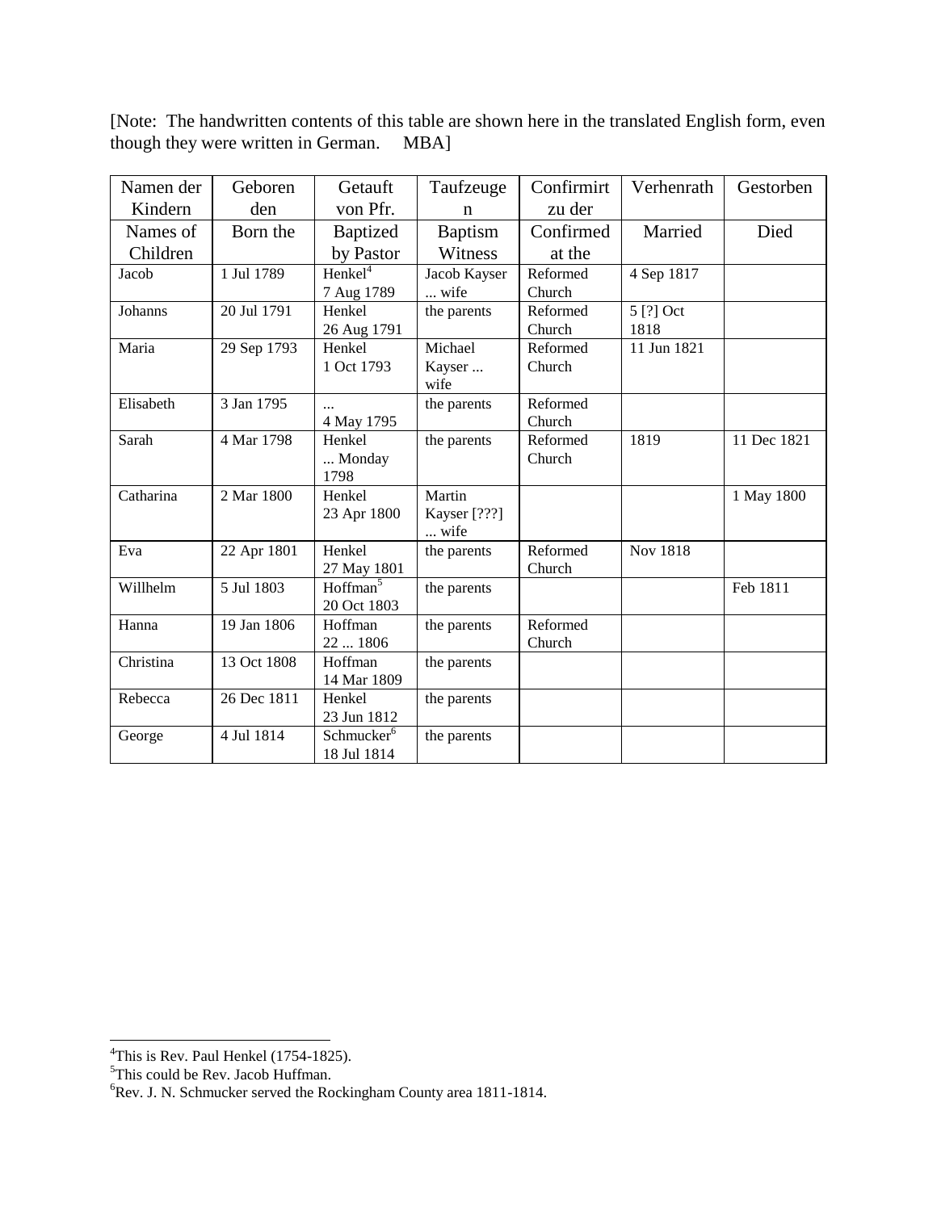[Note: The handwritten contents of this table are shown here in the translated English form, even though they were written in German. MBA]

| Namen der Kindern | Geboren den | Getauft von Pfr. | Taufzeugen | Confirmirt zu der | Verhenrath | Gestorben |
|---|---|---|---|---|---|---|
| Names of Children | Born the | Baptized by Pastor | Baptism Witness | Confirmed at the | Married | Died |
| Jacob | 1 Jul 1789 | Henkel[4] 7 Aug 1789 | Jacob Kayser ... wife | Reformed Church | 4 Sep 1817 | |
| Johanns | 20 Jul 1791 | Henkel 26 Aug 1791 | the parents | Reformed Church | 5 [?] Oct 1818 | |
| Maria | 29 Sep 1793 | Henkel 1 Oct 1793 | Michael Kayser ... wife | Reformed Church | 11 Jun 1821 | |
| Elisabeth | 3 Jan 1795 | ... 4 May 1795 | the parents | Reformed Church | | |
| Sarah | 4 Mar 1798 | Henkel ... Monday 1798 | the parents | Reformed Church | 1819 | 11 Dec 1821 |
| Catharina | 2 Mar 1800 | Henkel 23 Apr 1800 | Martin Kayser [???] ... wife | | | 1 May 1800 |
| Eva | 22 Apr 1801 | Henkel 27 May 1801 | the parents | Reformed Church | Nov 1818 | |
| Willhelm | 5 Jul 1803 | Hoffman[5] 20 Oct 1803 | the parents | | | Feb 1811 |
| Hanna | 19 Jan 1806 | Hoffman 22 ... 1806 | the parents | Reformed Church | | |
| Christina | 13 Oct 1808 | Hoffman 14 Mar 1809 | the parents | | | |
| Rebecca | 26 Dec 1811 | Henkel 23 Jun 1812 | the parents | | | |
| George | 4 Jul 1814 | Schmucker[6] 18 Jul 1814 | the parents | | | |

[4]This is Rev. Paul Henkel (1754-1825).

[5]This could be Rev. Jacob Huffman.

[6]Rev. J. N. Schmucker served the Rockingham County area 1811-1814.